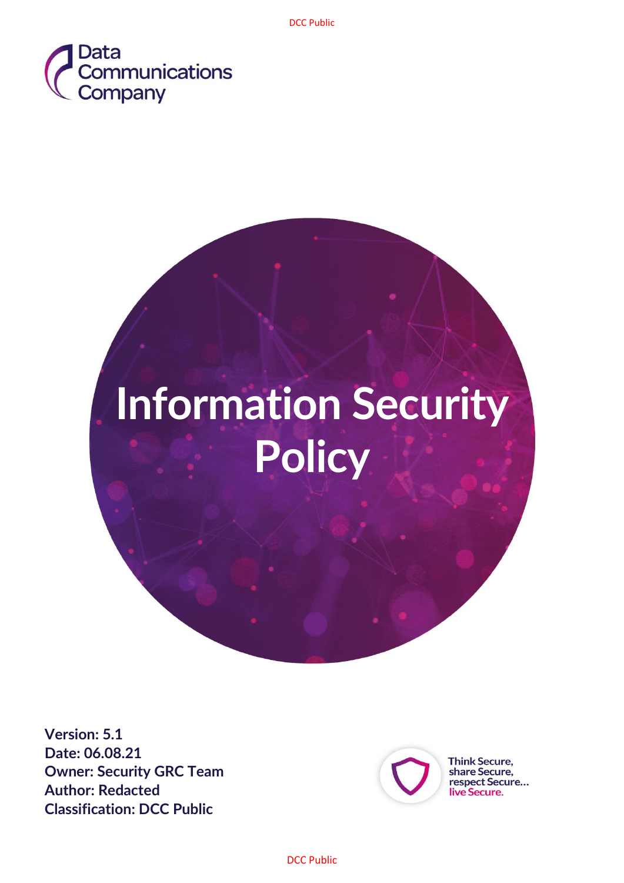Data Communications Company

# Information Security Policy

**Version: 5.1**
**Date: 06.08.21**
**Owner: Security GRC Team**
**Author: Redacted**
**Classification: DCC Public**

Think Secure,
share Secure,
respect Secure…
live Secure.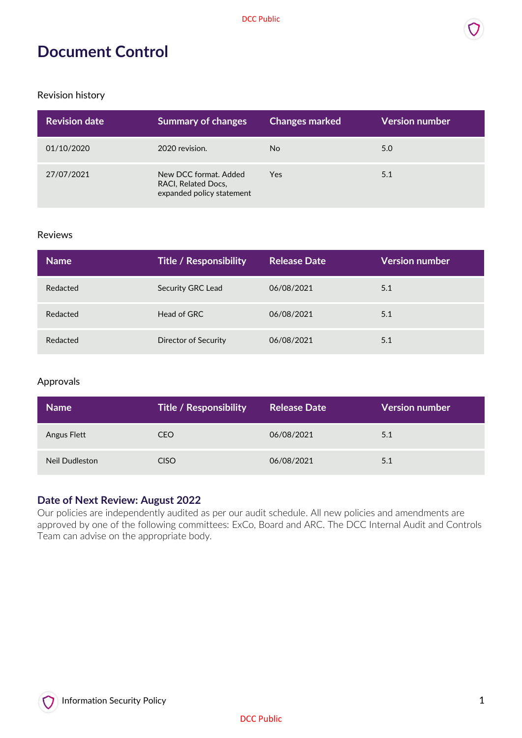# Document Control

Revision history

| Revision date | Summary of changes | Changes marked | Version number |
|---|---|---|---|
| 01/10/2020 | 2020 revision. | No | 5.0 |
| 27/07/2021 | New DCC format. Added RACI, Related Docs, expanded policy statement | Yes | 5.1 |

Reviews

| Name | Title / Responsibility | Release Date | Version number |
|---|---|---|---|
| Redacted | Security GRC Lead | 06/08/2021 | 5.1 |
| Redacted | Head of GRC | 06/08/2021 | 5.1 |
| Redacted | Director of Security | 06/08/2021 | 5.1 |

Approvals

| Name | Title / Responsibility | Release Date | Version number |
|---|---|---|---|
| Angus Flett | CEO | 06/08/2021 | 5.1 |
| Neil Dudleston | CISO | 06/08/2021 | 5.1 |

### Date of Next Review: August 2022

Our policies are independently audited as per our audit schedule. All new policies and amendments are approved by one of the following committees: ExCo, Board and ARC. The DCC Internal Audit and Controls Team can advise on the appropriate body.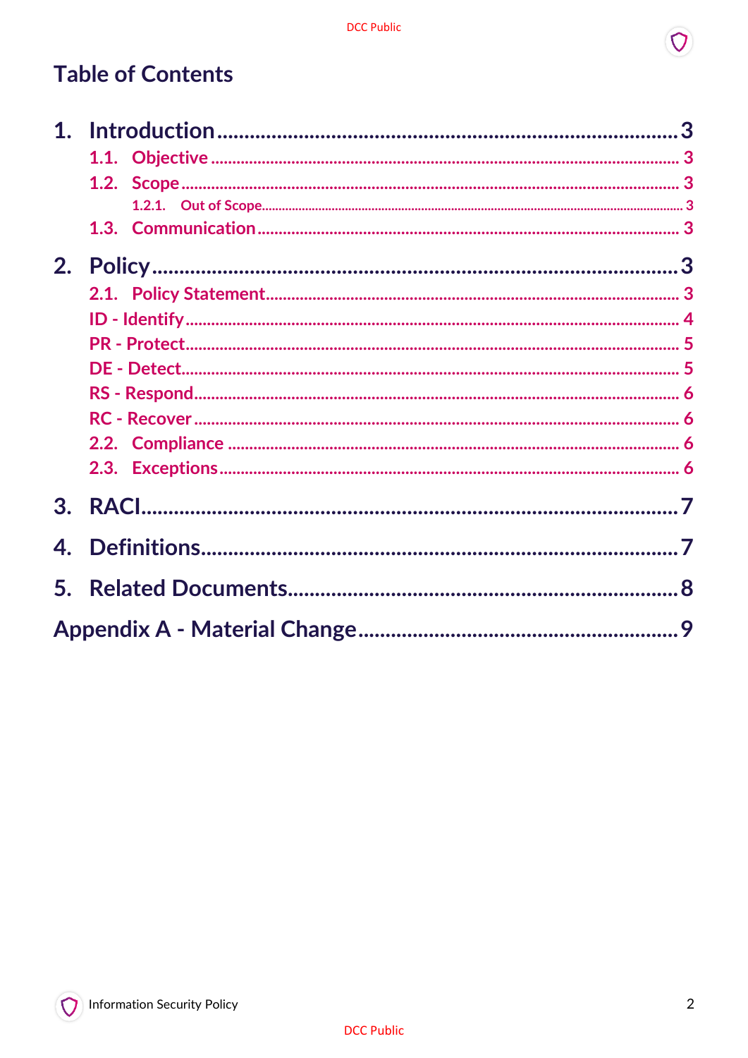# Table of Contents

1. Introduction ........ 3
   - 1.1. Objective ........ 3
   - 1.2. Scope ........ 3
     - 1.2.1. Out of Scope ........ 3
   - 1.3. Communication ........ 3
2. Policy ........ 3
   - 2.1. Policy Statement ........ 3
   - ID - Identify ........ 4
   - PR - Protect ........ 5
   - DE - Detect ........ 5
   - RS - Respond ........ 6
   - RC - Recover ........ 6
   - 2.2. Compliance ........ 6
   - 2.3. Exceptions ........ 6
3. RACI ........ 7
4. Definitions ........ 7
5. Related Documents ........ 8

Appendix A - Material Change ........ 9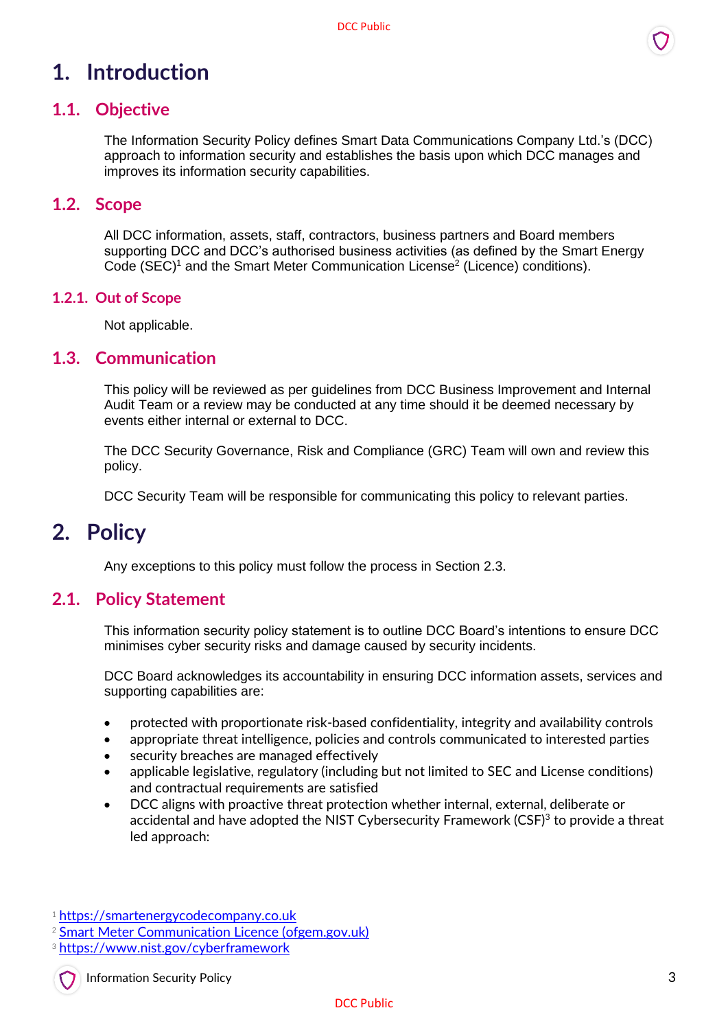# 1. Introduction

## 1.1. Objective

The Information Security Policy defines Smart Data Communications Company Ltd.'s (DCC) approach to information security and establishes the basis upon which DCC manages and improves its information security capabilities.

## 1.2. Scope

All DCC information, assets, staff, contractors, business partners and Board members supporting DCC and DCC's authorised business activities (as defined by the Smart Energy Code (SEC)[1] and the Smart Meter Communication License[2] (Licence) conditions).

### 1.2.1. Out of Scope

Not applicable.

## 1.3. Communication

This policy will be reviewed as per guidelines from DCC Business Improvement and Internal Audit Team or a review may be conducted at any time should it be deemed necessary by events either internal or external to DCC.

The DCC Security Governance, Risk and Compliance (GRC) Team will own and review this policy.

DCC Security Team will be responsible for communicating this policy to relevant parties.

# 2. Policy

Any exceptions to this policy must follow the process in Section 2.3.

## 2.1. Policy Statement

This information security policy statement is to outline DCC Board's intentions to ensure DCC minimises cyber security risks and damage caused by security incidents.

DCC Board acknowledges its accountability in ensuring DCC information assets, services and supporting capabilities are:

- protected with proportionate risk-based confidentiality, integrity and availability controls
- appropriate threat intelligence, policies and controls communicated to interested parties
- security breaches are managed effectively
- applicable legislative, regulatory (including but not limited to SEC and License conditions) and contractual requirements are satisfied
- DCC aligns with proactive threat protection whether internal, external, deliberate or accidental and have adopted the NIST Cybersecurity Framework (CSF)[3] to provide a threat led approach:

[1] https://smartenergycodecompany.co.uk
[2] Smart Meter Communication Licence (ofgem.gov.uk)
[3] https://www.nist.gov/cyberframework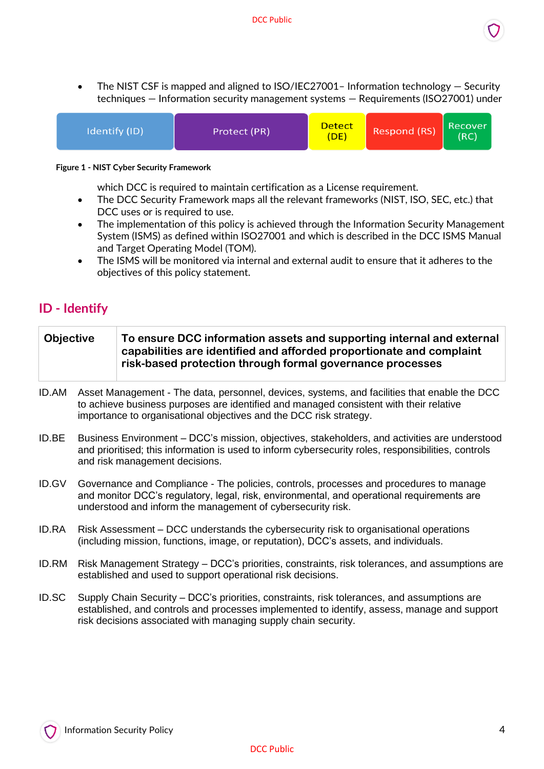- The NIST CSF is mapped and aligned to ISO/IEC27001– Information technology — Security techniques — Information security management systems — Requirements (ISO27001) under

| Identify (ID) | Protect (PR) | Detect (DE) | Respond (RS) | Recover (RC) |
|---|---|---|---|---|

**Figure 1 - NIST Cyber Security Framework**

  which DCC is required to maintain certification as a License requirement.
- The DCC Security Framework maps all the relevant frameworks (NIST, ISO, SEC, etc.) that DCC uses or is required to use.
- The implementation of this policy is achieved through the Information Security Management System (ISMS) as defined within ISO27001 and which is described in the DCC ISMS Manual and Target Operating Model (TOM).
- The ISMS will be monitored via internal and external audit to ensure that it adheres to the objectives of this policy statement.

## ID - Identify

| **Objective** | **To ensure DCC information assets and supporting internal and external capabilities are identified and afforded proportionate and complaint risk-based protection through formal governance processes** |
|---|---|

ID.AM Asset Management - The data, personnel, devices, systems, and facilities that enable the DCC to achieve business purposes are identified and managed consistent with their relative importance to organisational objectives and the DCC risk strategy.

ID.BE Business Environment – DCC's mission, objectives, stakeholders, and activities are understood and prioritised; this information is used to inform cybersecurity roles, responsibilities, controls and risk management decisions.

ID.GV Governance and Compliance - The policies, controls, processes and procedures to manage and monitor DCC's regulatory, legal, risk, environmental, and operational requirements are understood and inform the management of cybersecurity risk.

ID.RA Risk Assessment – DCC understands the cybersecurity risk to organisational operations (including mission, functions, image, or reputation), DCC's assets, and individuals.

ID.RM Risk Management Strategy – DCC's priorities, constraints, risk tolerances, and assumptions are established and used to support operational risk decisions.

ID.SC Supply Chain Security – DCC's priorities, constraints, risk tolerances, and assumptions are established, and controls and processes implemented to identify, assess, manage and support risk decisions associated with managing supply chain security.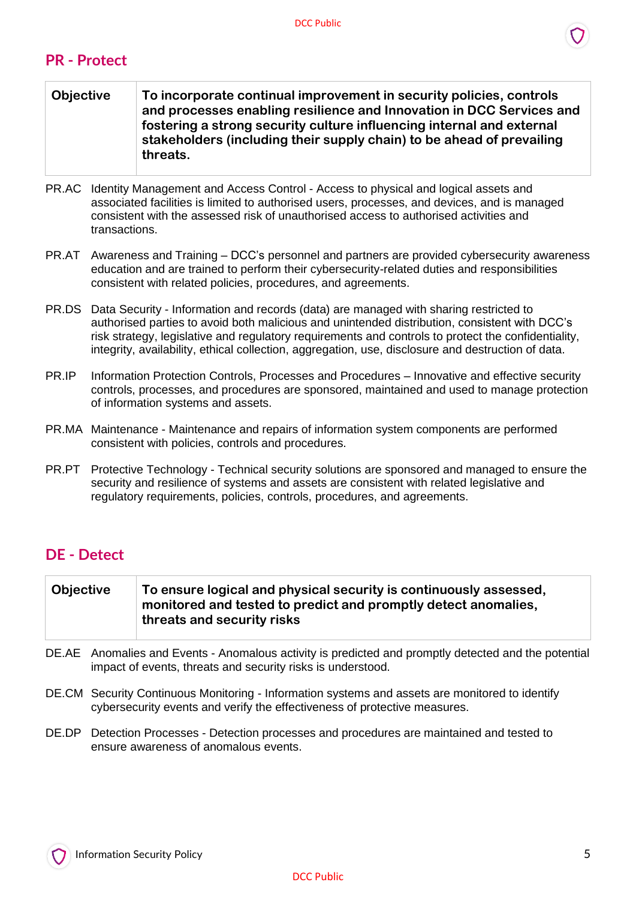## PR - Protect

| Objective | **To incorporate continual improvement in security policies, controls and processes enabling resilience and Innovation in DCC Services and fostering a strong security culture influencing internal and external stakeholders (including their supply chain) to be ahead of prevailing threats.** |
|---|---|

PR.AC Identity Management and Access Control - Access to physical and logical assets and associated facilities is limited to authorised users, processes, and devices, and is managed consistent with the assessed risk of unauthorised access to authorised activities and transactions.

PR.AT Awareness and Training – DCC's personnel and partners are provided cybersecurity awareness education and are trained to perform their cybersecurity-related duties and responsibilities consistent with related policies, procedures, and agreements.

PR.DS Data Security - Information and records (data) are managed with sharing restricted to authorised parties to avoid both malicious and unintended distribution, consistent with DCC's risk strategy, legislative and regulatory requirements and controls to protect the confidentiality, integrity, availability, ethical collection, aggregation, use, disclosure and destruction of data.

PR.IP Information Protection Controls, Processes and Procedures – Innovative and effective security controls, processes, and procedures are sponsored, maintained and used to manage protection of information systems and assets.

PR.MA Maintenance - Maintenance and repairs of information system components are performed consistent with policies, controls and procedures.

PR.PT Protective Technology - Technical security solutions are sponsored and managed to ensure the security and resilience of systems and assets are consistent with related legislative and regulatory requirements, policies, controls, procedures, and agreements.

## DE - Detect

| Objective | **To ensure logical and physical security is continuously assessed, monitored and tested to predict and promptly detect anomalies, threats and security risks** |
|---|---|

DE.AE Anomalies and Events - Anomalous activity is predicted and promptly detected and the potential impact of events, threats and security risks is understood.

DE.CM Security Continuous Monitoring - Information systems and assets are monitored to identify cybersecurity events and verify the effectiveness of protective measures.

DE.DP Detection Processes - Detection processes and procedures are maintained and tested to ensure awareness of anomalous events.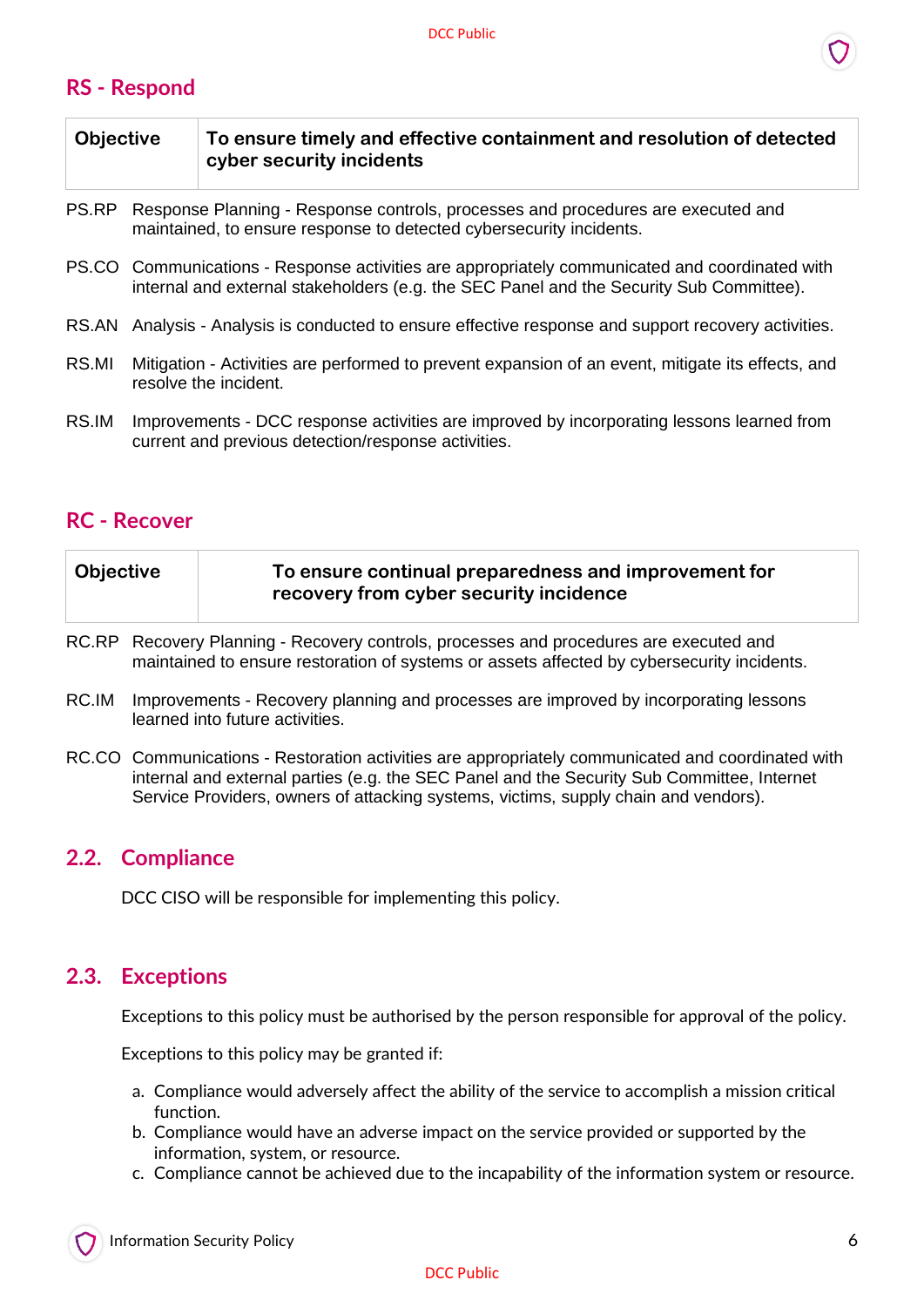## RS - Respond

| Objective | To ensure timely and effective containment and resolution of detected cyber security incidents |
|---|---|

PS.RP Response Planning - Response controls, processes and procedures are executed and maintained, to ensure response to detected cybersecurity incidents.

PS.CO Communications - Response activities are appropriately communicated and coordinated with internal and external stakeholders (e.g. the SEC Panel and the Security Sub Committee).

RS.AN Analysis - Analysis is conducted to ensure effective response and support recovery activities.

RS.MI Mitigation - Activities are performed to prevent expansion of an event, mitigate its effects, and resolve the incident.

RS.IM Improvements - DCC response activities are improved by incorporating lessons learned from current and previous detection/response activities.

## RC - Recover

| Objective | To ensure continual preparedness and improvement for recovery from cyber security incidence |
|---|---|

RC.RP Recovery Planning - Recovery controls, processes and procedures are executed and maintained to ensure restoration of systems or assets affected by cybersecurity incidents.

RC.IM Improvements - Recovery planning and processes are improved by incorporating lessons learned into future activities.

RC.CO Communications - Restoration activities are appropriately communicated and coordinated with internal and external parties (e.g. the SEC Panel and the Security Sub Committee, Internet Service Providers, owners of attacking systems, victims, supply chain and vendors).

## 2.2. Compliance

DCC CISO will be responsible for implementing this policy.

## 2.3. Exceptions

Exceptions to this policy must be authorised by the person responsible for approval of the policy.

Exceptions to this policy may be granted if:

a. Compliance would adversely affect the ability of the service to accomplish a mission critical function.
b. Compliance would have an adverse impact on the service provided or supported by the information, system, or resource.
c. Compliance cannot be achieved due to the incapability of the information system or resource.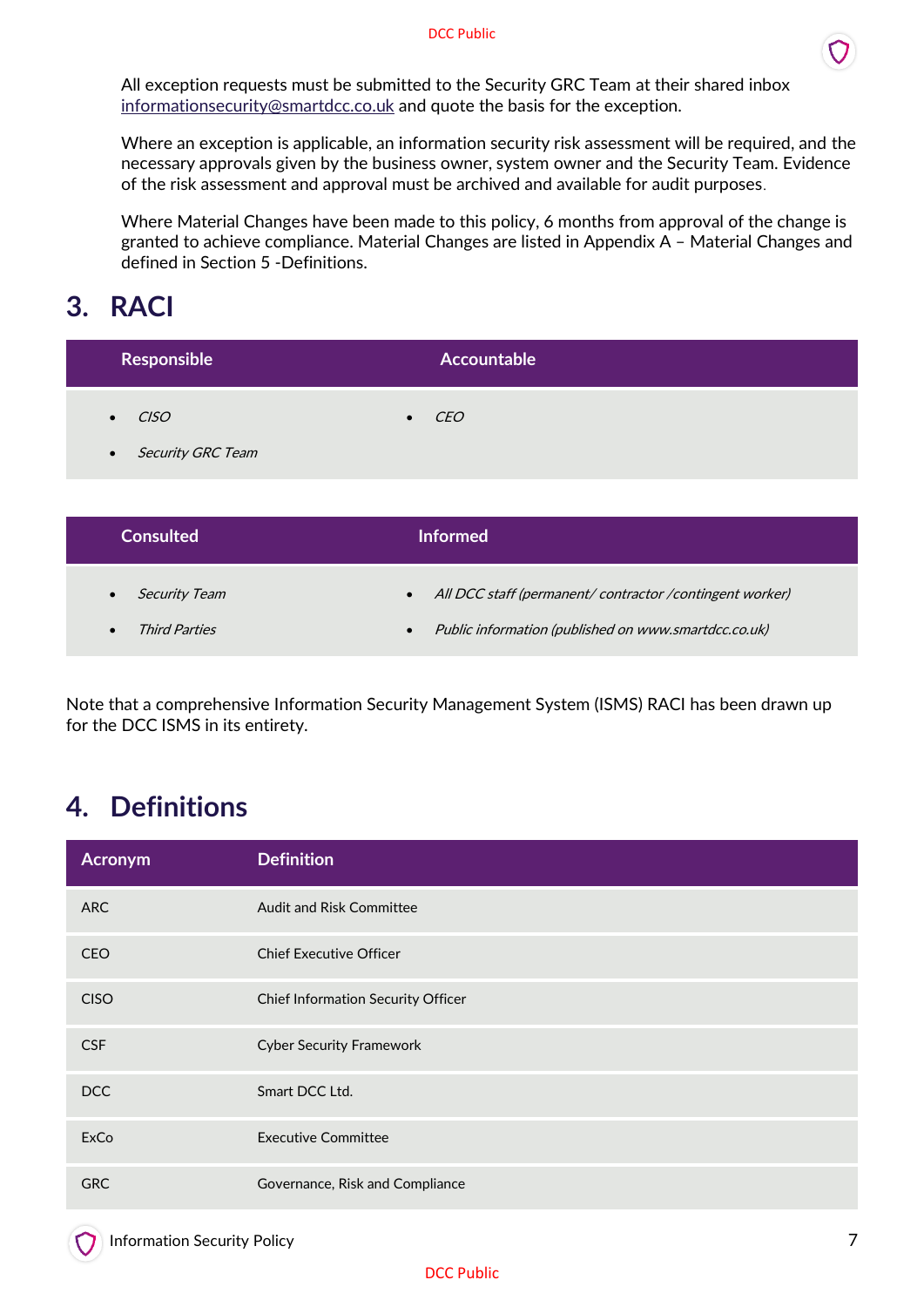All exception requests must be submitted to the Security GRC Team at their shared inbox informationsecurity@smartdcc.co.uk and quote the basis for the exception.

Where an exception is applicable, an information security risk assessment will be required, and the necessary approvals given by the business owner, system owner and the Security Team. Evidence of the risk assessment and approval must be archived and available for audit purposes.

Where Material Changes have been made to this policy, 6 months from approval of the change is granted to achieve compliance. Material Changes are listed in Appendix A – Material Changes and defined in Section 5 -Definitions.

# 3. RACI

| Responsible | Accountable |
|---|---|
| • *CISO*<br>• *Security GRC Team* | • *CEO* |

| Consulted | Informed |
|---|---|
| • *Security Team*<br>• *Third Parties* | • *All DCC staff (permanent/ contractor /contingent worker)*<br>• *Public information (published on www.smartdcc.co.uk)* |

Note that a comprehensive Information Security Management System (ISMS) RACI has been drawn up for the DCC ISMS in its entirety.

# 4. Definitions

| Acronym | Definition |
|---|---|
| ARC | Audit and Risk Committee |
| CEO | Chief Executive Officer |
| CISO | Chief Information Security Officer |
| CSF | Cyber Security Framework |
| DCC | Smart DCC Ltd. |
| ExCo | Executive Committee |
| GRC | Governance, Risk and Compliance |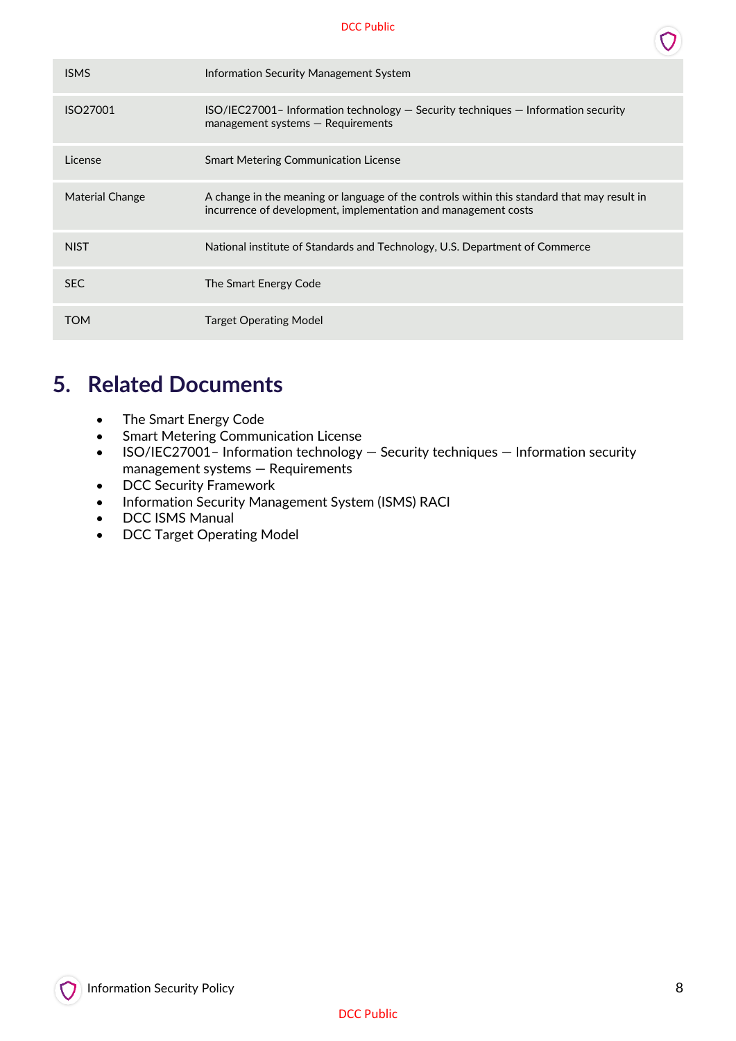| | |
|---|---|
| ISMS | Information Security Management System |
| ISO27001 | ISO/IEC27001– Information technology — Security techniques — Information security management systems — Requirements |
| License | Smart Metering Communication License |
| Material Change | A change in the meaning or language of the controls within this standard that may result in incurrence of development, implementation and management costs |
| NIST | National institute of Standards and Technology, U.S. Department of Commerce |
| SEC | The Smart Energy Code |
| TOM | Target Operating Model |

## 5. Related Documents

- The Smart Energy Code
- Smart Metering Communication License
- ISO/IEC27001– Information technology — Security techniques — Information security management systems — Requirements
- DCC Security Framework
- Information Security Management System (ISMS) RACI
- DCC ISMS Manual
- DCC Target Operating Model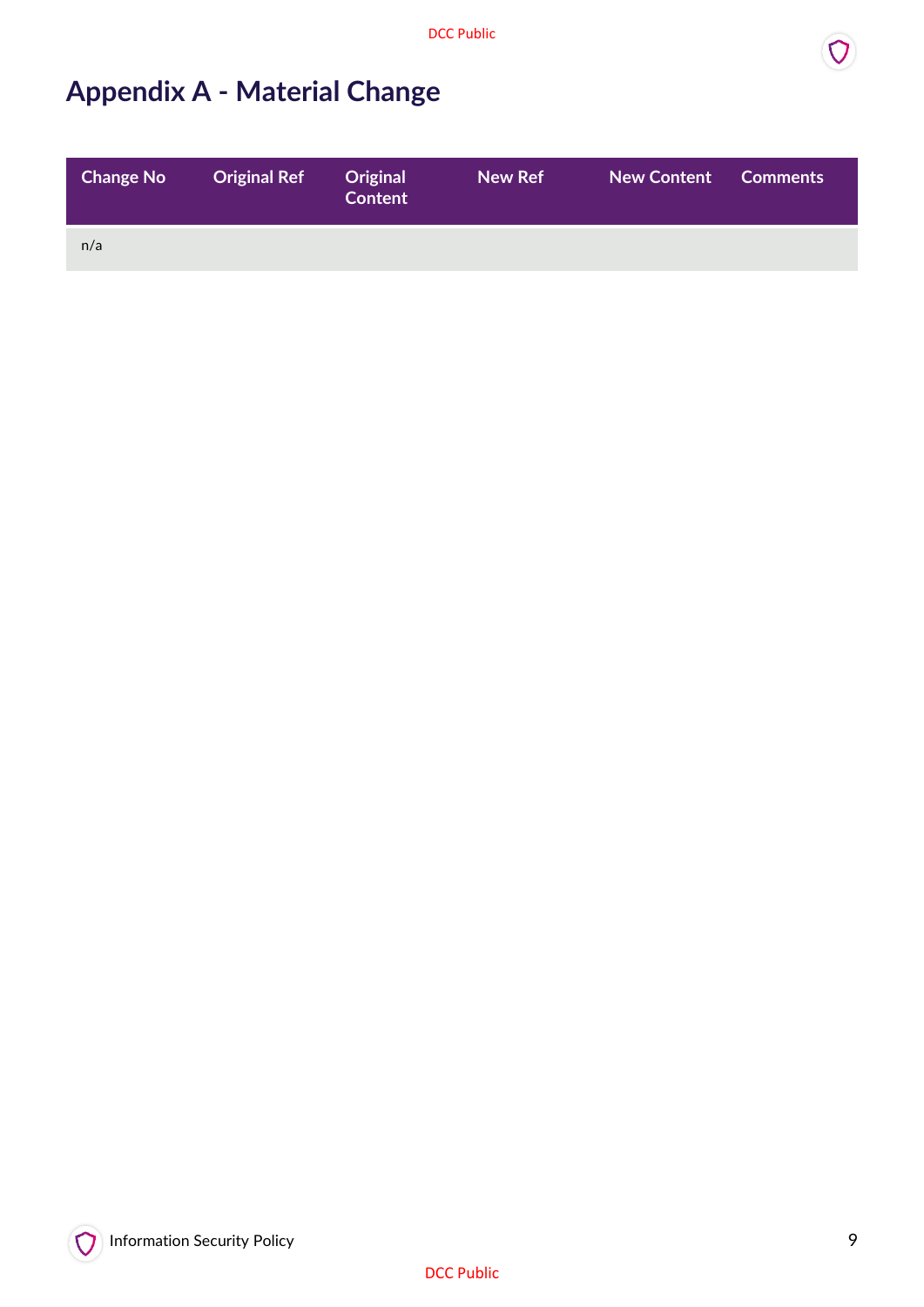# Appendix A - Material Change

| Change No | Original Ref | Original Content | New Ref | New Content | Comments |
|---|---|---|---|---|---|
| n/a | | | | | |